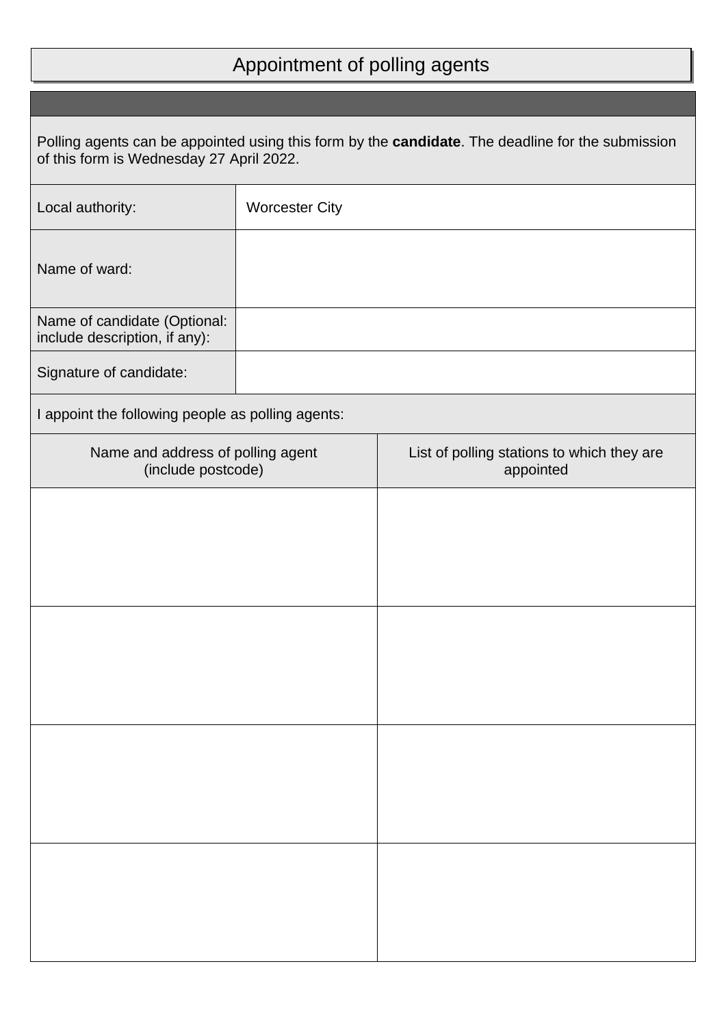# Appointment of polling agents

Polling agents can be appointed using this form by the **candidate**. The deadline for the submission of this form is Wednesday 27 April 2022.

| | |
|---|---|
| Local authority: | Worcester City |
| Name of ward: | |
| Name of candidate (Optional: include description, if any): | |
| Signature of candidate: | |

I appoint the following people as polling agents:

| Name and address of polling agent (include postcode) | List of polling stations to which they are appointed |
|---|---|
| | |
| | |
| | |
| | |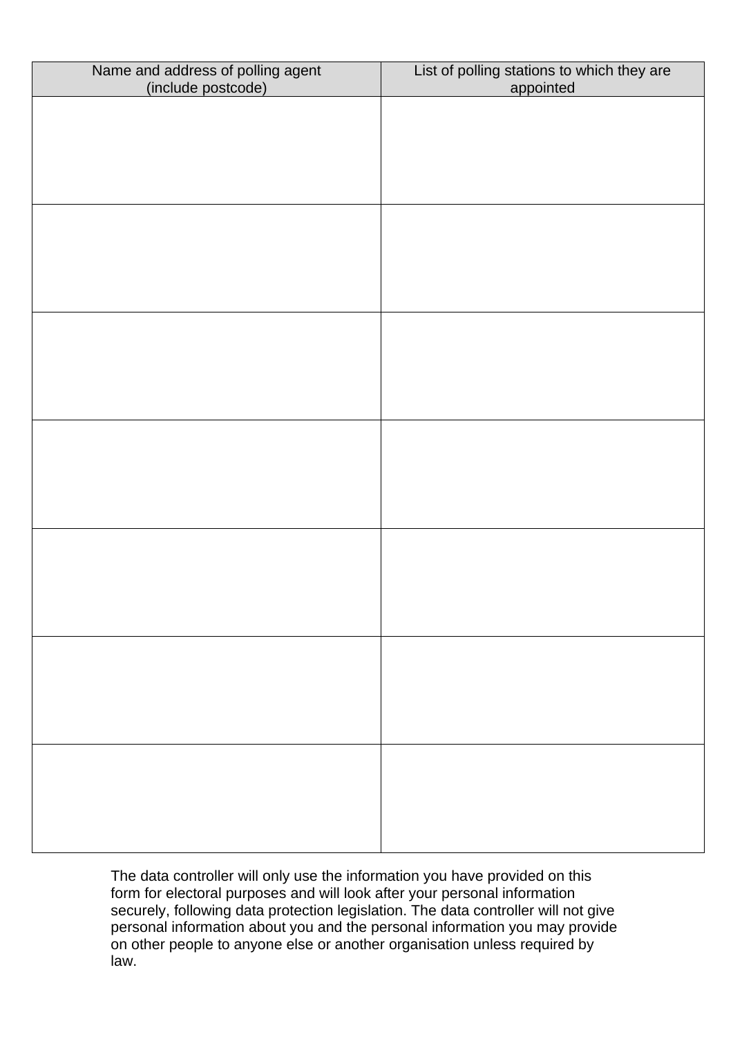| Name and address of polling agent (include postcode) | List of polling stations to which they are appointed |
|---|---|
| | |
| | |
| | |
| | |
| | |
| | |
| | |

The data controller will only use the information you have provided on this form for electoral purposes and will look after your personal information securely, following data protection legislation. The data controller will not give personal information about you and the personal information you may provide on other people to anyone else or another organisation unless required by law.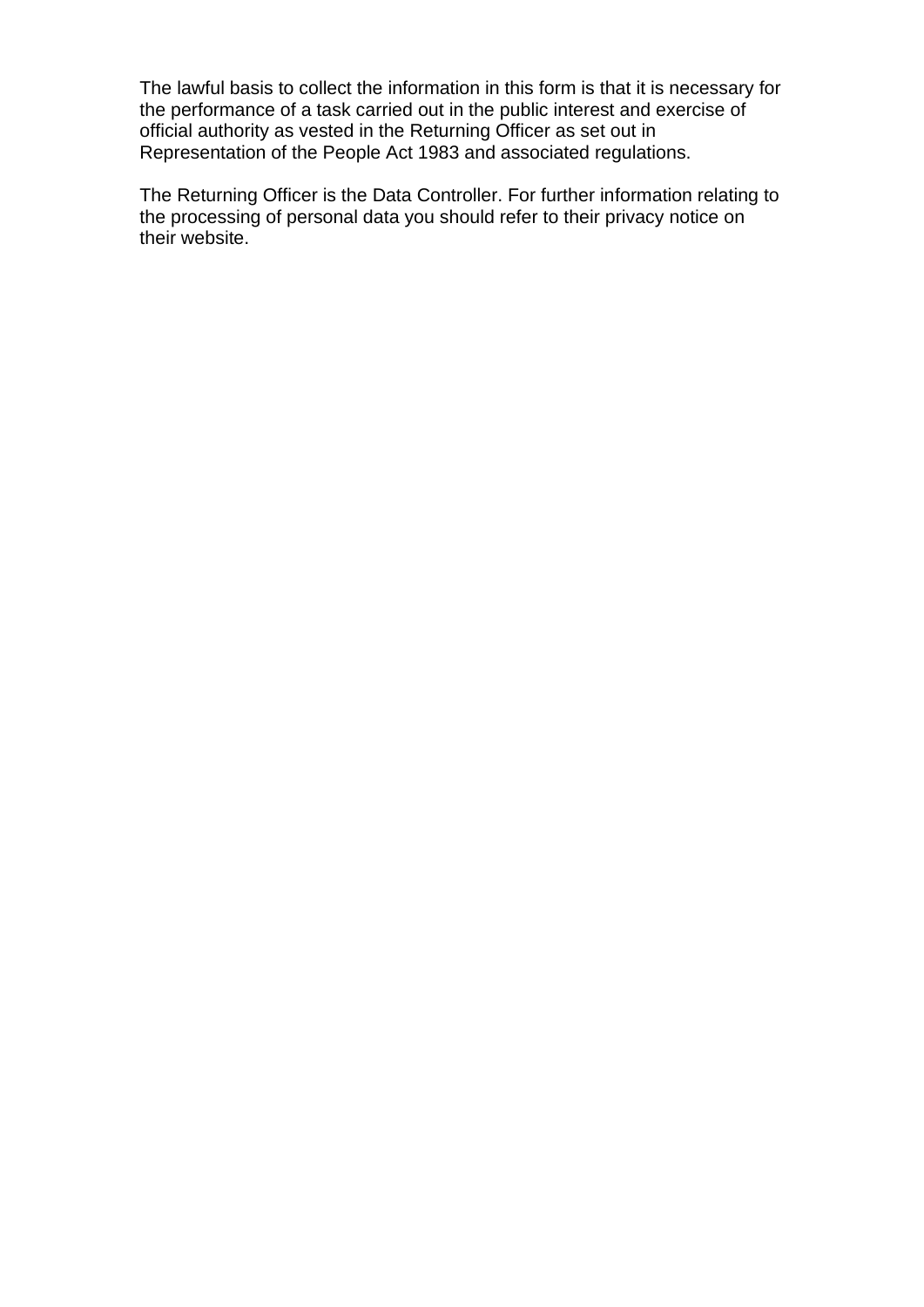The lawful basis to collect the information in this form is that it is necessary for the performance of a task carried out in the public interest and exercise of official authority as vested in the Returning Officer as set out in Representation of the People Act 1983 and associated regulations.

The Returning Officer is the Data Controller. For further information relating to the processing of personal data you should refer to their privacy notice on their website.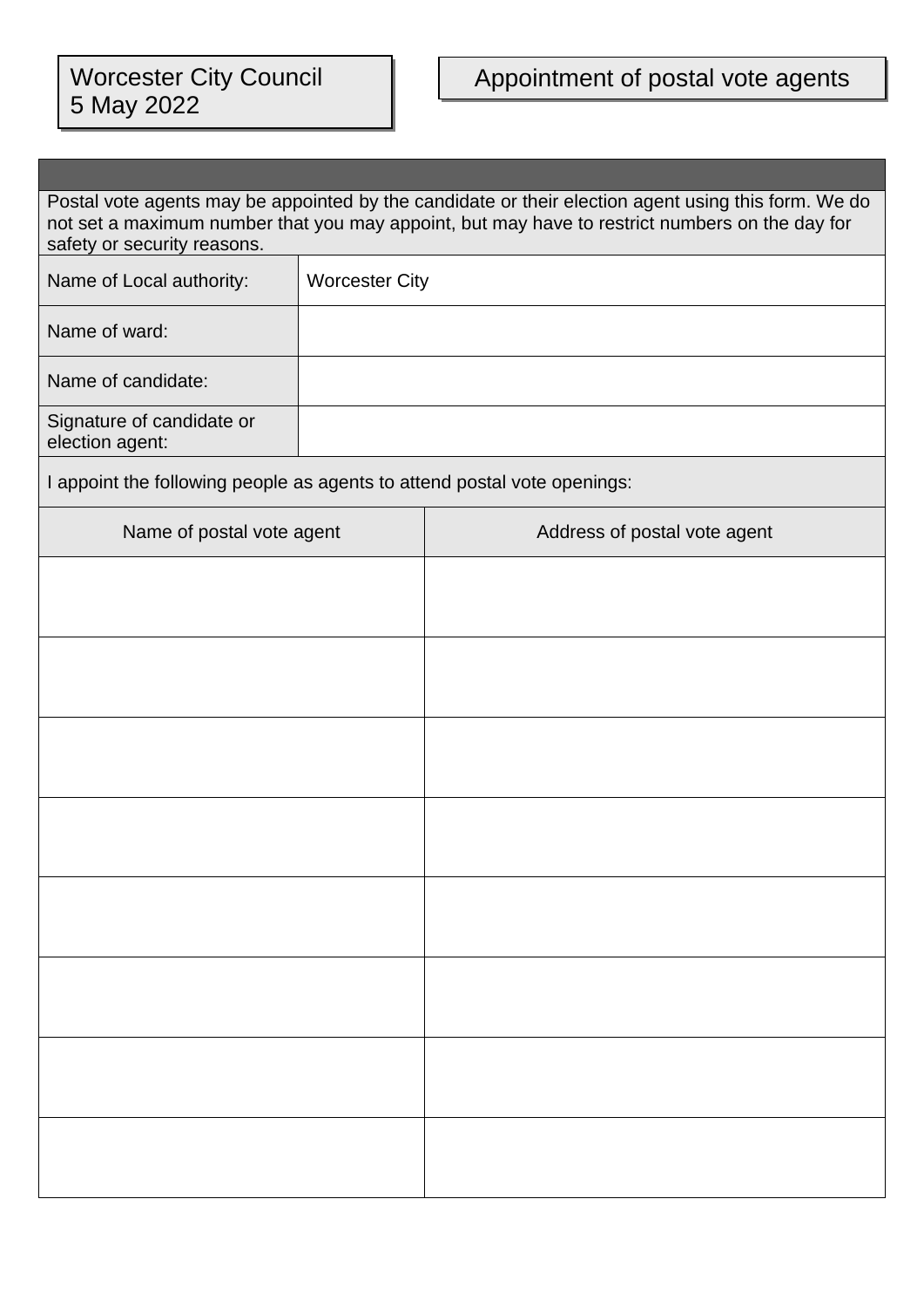Worcester City Council
5 May 2022

# Appointment of postal vote agents

Postal vote agents may be appointed by the candidate or their election agent using this form. We do not set a maximum number that you may appoint, but may have to restrict numbers on the day for safety or security reasons.

| | |
|---|---|
| Name of Local authority: | Worcester City |
| Name of ward: | |
| Name of candidate: | |
| Signature of candidate or election agent: | |

I appoint the following people as agents to attend postal vote openings:

| Name of postal vote agent | Address of postal vote agent |
|---|---|
| | |
| | |
| | |
| | |
| | |
| | |
| | |
| | |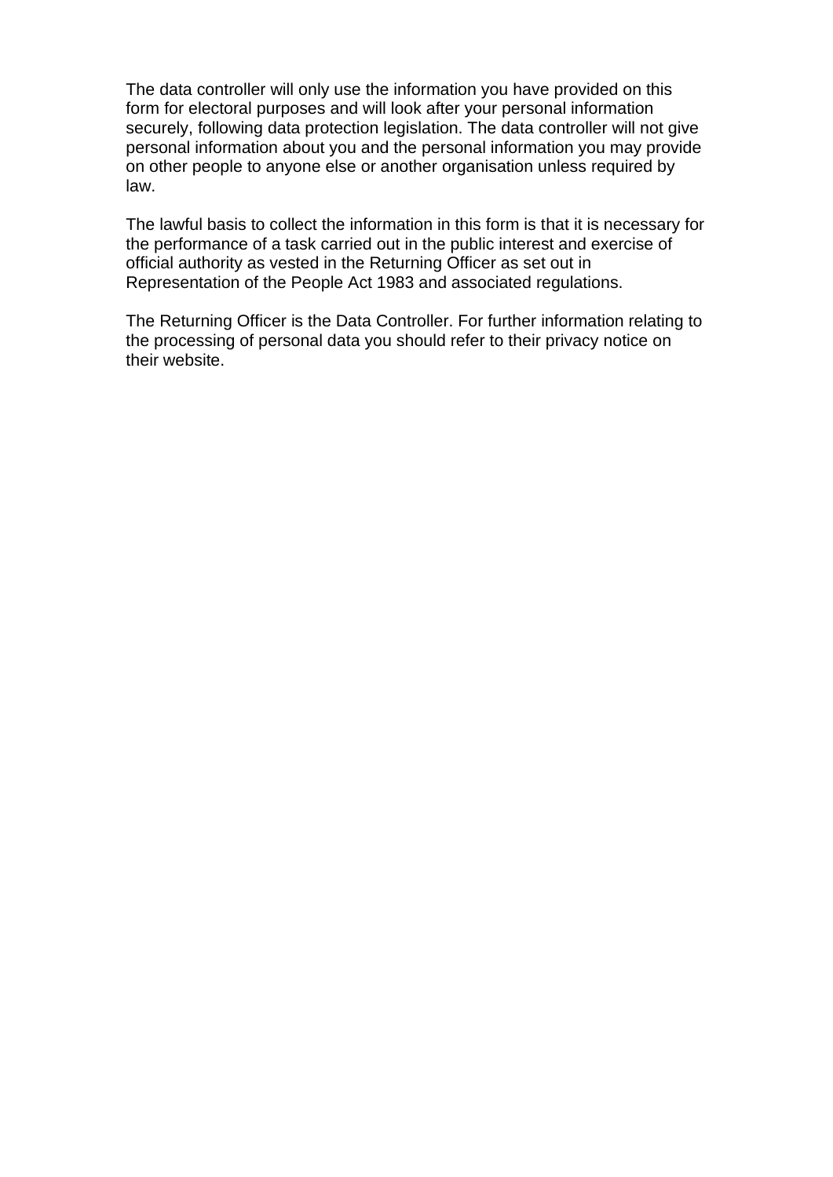The data controller will only use the information you have provided on this form for electoral purposes and will look after your personal information securely, following data protection legislation. The data controller will not give personal information about you and the personal information you may provide on other people to anyone else or another organisation unless required by law.

The lawful basis to collect the information in this form is that it is necessary for the performance of a task carried out in the public interest and exercise of official authority as vested in the Returning Officer as set out in Representation of the People Act 1983 and associated regulations.

The Returning Officer is the Data Controller. For further information relating to the processing of personal data you should refer to their privacy notice on their website.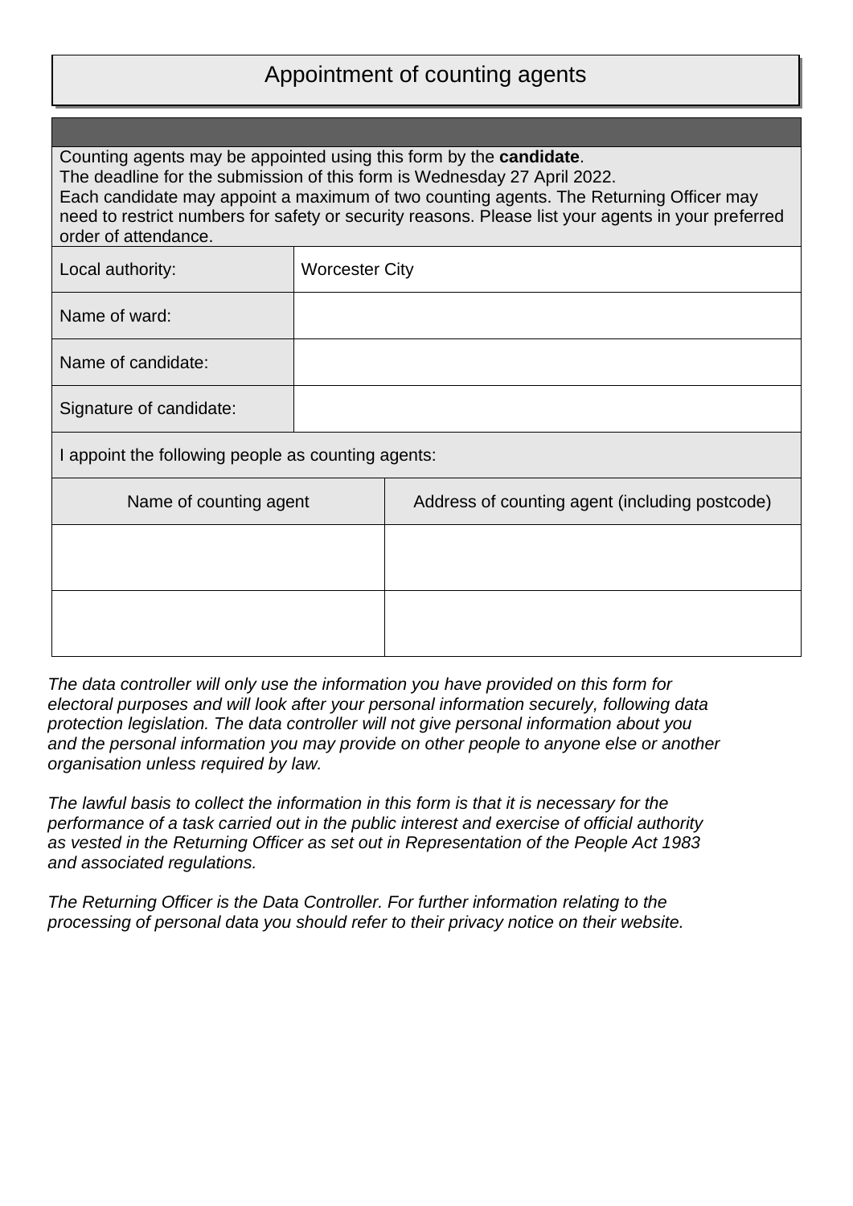# Appointment of counting agents

Counting agents may be appointed using this form by the **candidate**.
The deadline for the submission of this form is Wednesday 27 April 2022.
Each candidate may appoint a maximum of two counting agents. The Returning Officer may need to restrict numbers for safety or security reasons. Please list your agents in your preferred order of attendance.

| | |
|---|---|
| Local authority: | Worcester City |
| Name of ward: | |
| Name of candidate: | |
| Signature of candidate: | |

I appoint the following people as counting agents:

| Name of counting agent | Address of counting agent (including postcode) |
|---|---|
| | |
| | |

*The data controller will only use the information you have provided on this form for electoral purposes and will look after your personal information securely, following data protection legislation. The data controller will not give personal information about you and the personal information you may provide on other people to anyone else or another organisation unless required by law.*

*The lawful basis to collect the information in this form is that it is necessary for the performance of a task carried out in the public interest and exercise of official authority as vested in the Returning Officer as set out in Representation of the People Act 1983 and associated regulations.*

*The Returning Officer is the Data Controller. For further information relating to the processing of personal data you should refer to their privacy notice on their website.*